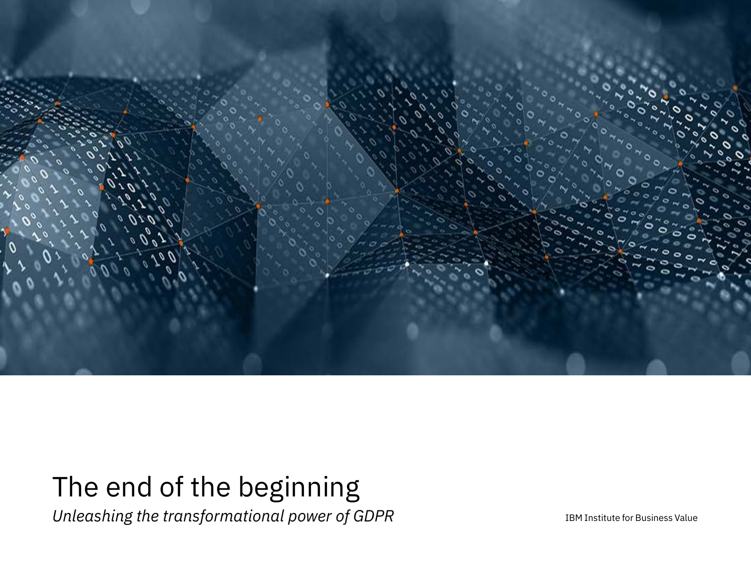# The end of the beginning

*Unleashing the transformational power of GDPR*

IBM Institute for Business Value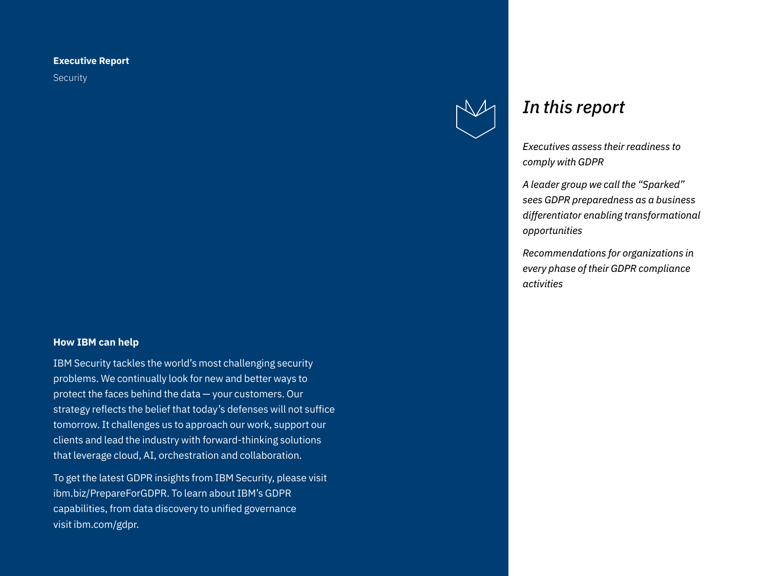**Executive Report**

Security

## How IBM can help

IBM Security tackles the world's most challenging security problems. We continually look for new and better ways to protect the faces behind the data — your customers. Our strategy reflects the belief that today's defenses will not suffice tomorrow. It challenges us to approach our work, support our clients and lead the industry with forward-thinking solutions that leverage cloud, AI, orchestration and collaboration.

To get the latest GDPR insights from IBM Security, please visit ibm.biz/PrepareForGDPR. To learn about IBM's GDPR capabilities, from data discovery to unified governance visit ibm.com/gdpr.

## *In this report*

*Executives assess their readiness to comply with GDPR*

*A leader group we call the "Sparked" sees GDPR preparedness as a business differentiator enabling transformational opportunities*

*Recommendations for organizations in every phase of their GDPR compliance activities*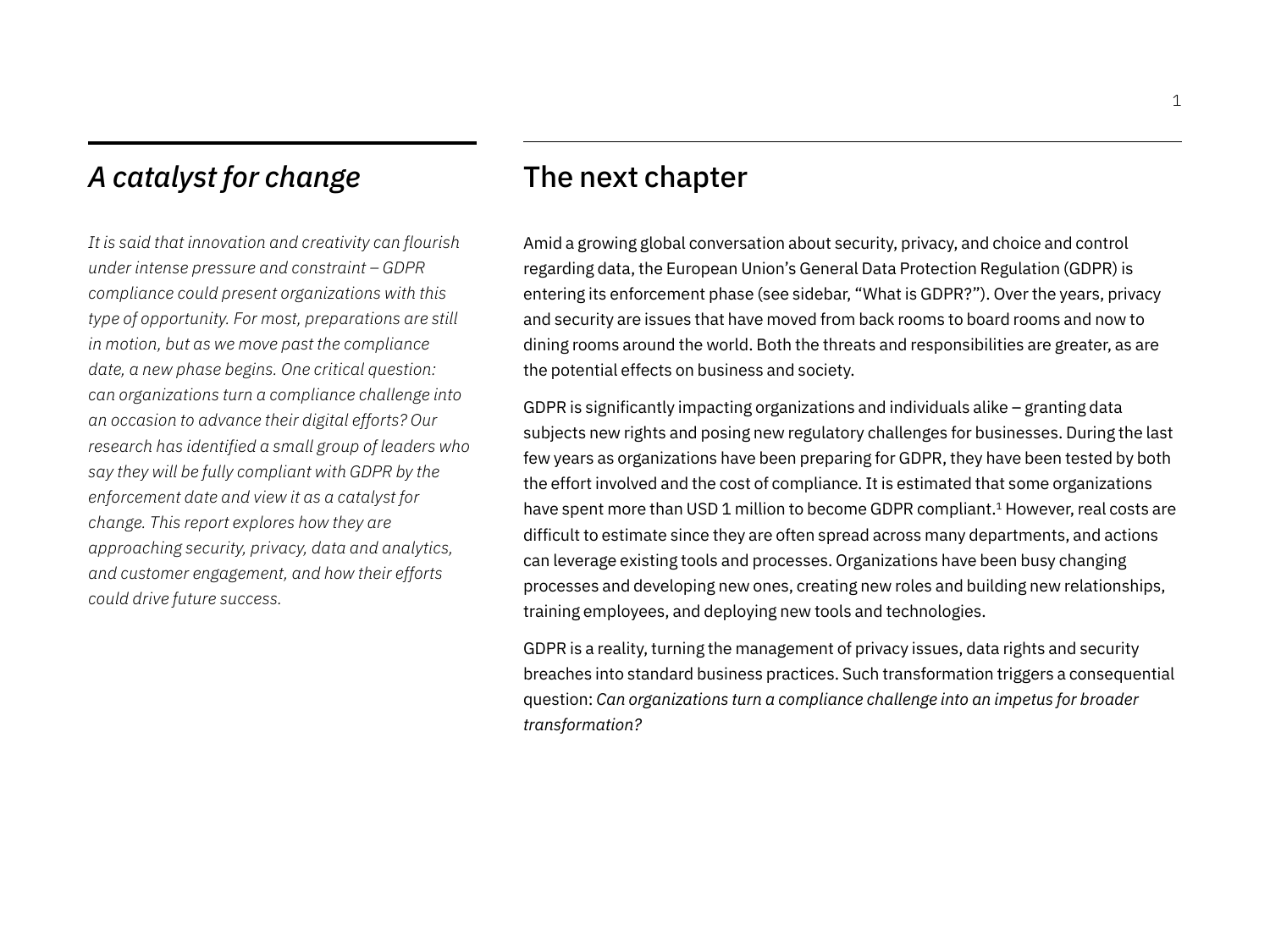## *A catalyst for change*

*It is said that innovation and creativity can flourish under intense pressure and constraint – GDPR compliance could present organizations with this type of opportunity. For most, preparations are still in motion, but as we move past the compliance date, a new phase begins. One critical question: can organizations turn a compliance challenge into an occasion to advance their digital efforts? Our research has identified a small group of leaders who say they will be fully compliant with GDPR by the enforcement date and view it as a catalyst for change. This report explores how they are approaching security, privacy, data and analytics, and customer engagement, and how their efforts could drive future success.*

## The next chapter

Amid a growing global conversation about security, privacy, and choice and control regarding data, the European Union's General Data Protection Regulation (GDPR) is entering its enforcement phase (see sidebar, "What is GDPR?"). Over the years, privacy and security are issues that have moved from back rooms to board rooms and now to dining rooms around the world. Both the threats and responsibilities are greater, as are the potential effects on business and society.

GDPR is significantly impacting organizations and individuals alike – granting data subjects new rights and posing new regulatory challenges for businesses. During the last few years as organizations have been preparing for GDPR, they have been tested by both the effort involved and the cost of compliance. It is estimated that some organizations have spent more than USD 1 million to become GDPR compliant.[1] However, real costs are difficult to estimate since they are often spread across many departments, and actions can leverage existing tools and processes. Organizations have been busy changing processes and developing new ones, creating new roles and building new relationships, training employees, and deploying new tools and technologies.

GDPR is a reality, turning the management of privacy issues, data rights and security breaches into standard business practices. Such transformation triggers a consequential question: *Can organizations turn a compliance challenge into an impetus for broader transformation?*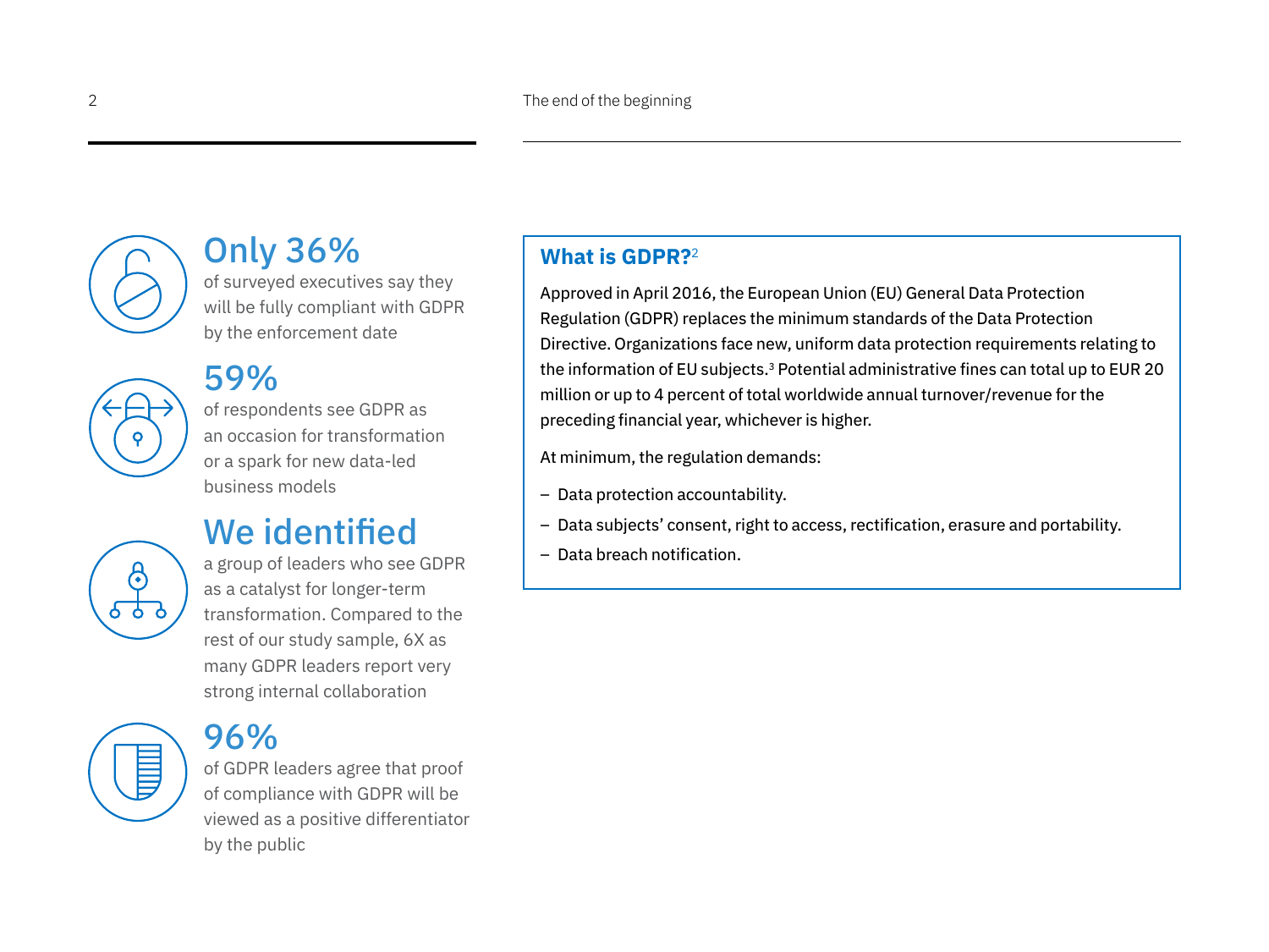## Only 36%

of surveyed executives say they will be fully compliant with GDPR by the enforcement date

## 59%

of respondents see GDPR as an occasion for transformation or a spark for new data-led business models

## We identified

a group of leaders who see GDPR as a catalyst for longer-term transformation. Compared to the rest of our study sample, 6X as many GDPR leaders report very strong internal collaboration

## 96%

of GDPR leaders agree that proof of compliance with GDPR will be viewed as a positive differentiator by the public

### What is GDPR?[2]

Approved in April 2016, the European Union (EU) General Data Protection Regulation (GDPR) replaces the minimum standards of the Data Protection Directive. Organizations face new, uniform data protection requirements relating to the information of EU subjects.[3] Potential administrative fines can total up to EUR 20 million or up to 4 percent of total worldwide annual turnover/revenue for the preceding financial year, whichever is higher.

At minimum, the regulation demands:

- Data protection accountability.
- Data subjects' consent, right to access, rectification, erasure and portability.
- Data breach notification.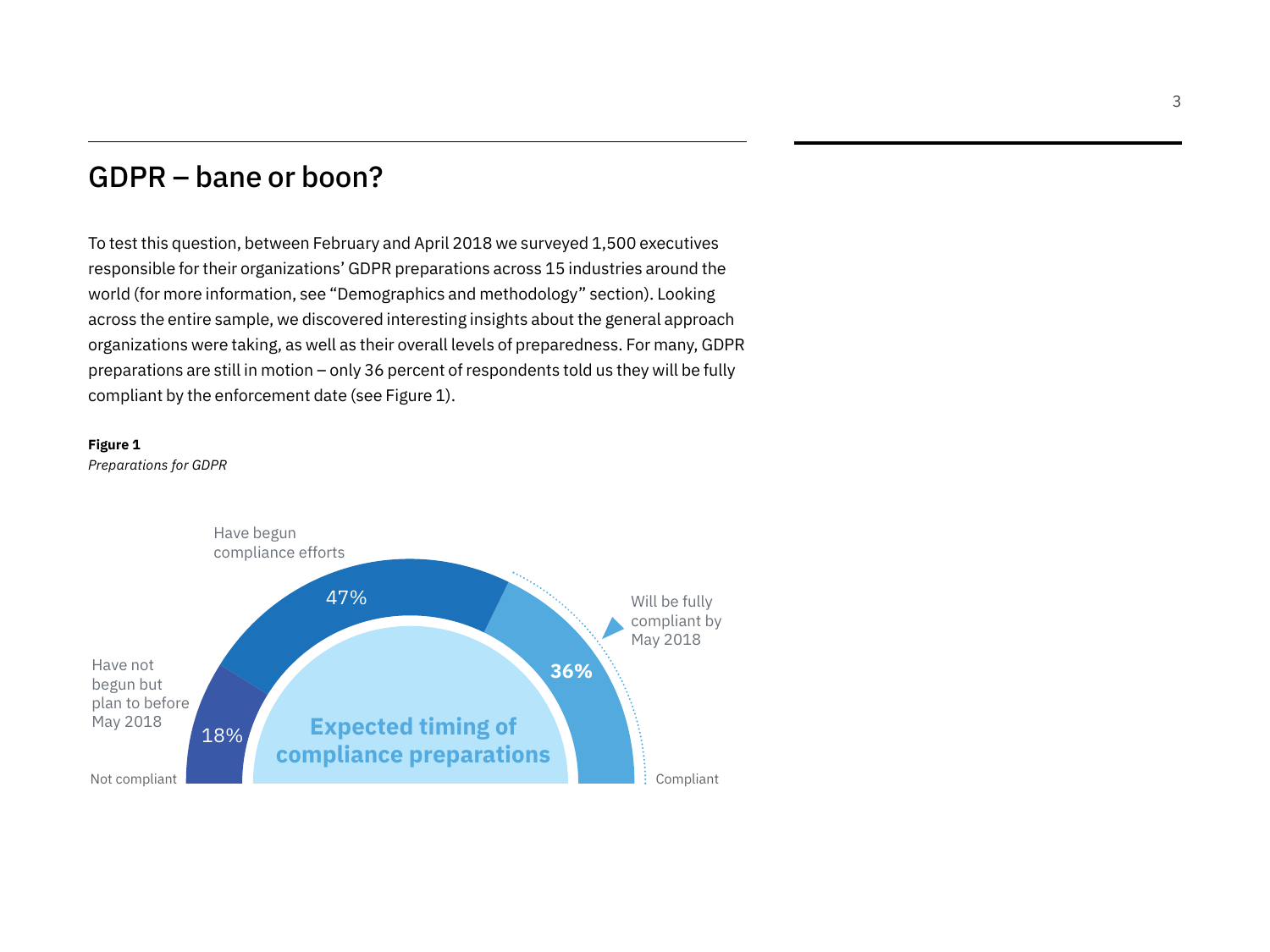## GDPR – bane or boon?

To test this question, between February and April 2018 we surveyed 1,500 executives responsible for their organizations' GDPR preparations across 15 industries around the world (for more information, see "Demographics and methodology" section). Looking across the entire sample, we discovered interesting insights about the general approach organizations were taking, as well as their overall levels of preparedness. For many, GDPR preparations are still in motion – only 36 percent of respondents told us they will be fully compliant by the enforcement date (see Figure 1).

**Figure 1**
*Preparations for GDPR*

Expected timing of compliance preparations

Not compliant

- Have not begun but plan to before May 2018: 18%
- Have begun compliance efforts: 47%
- Will be fully compliant by May 2018: **36%**

Compliant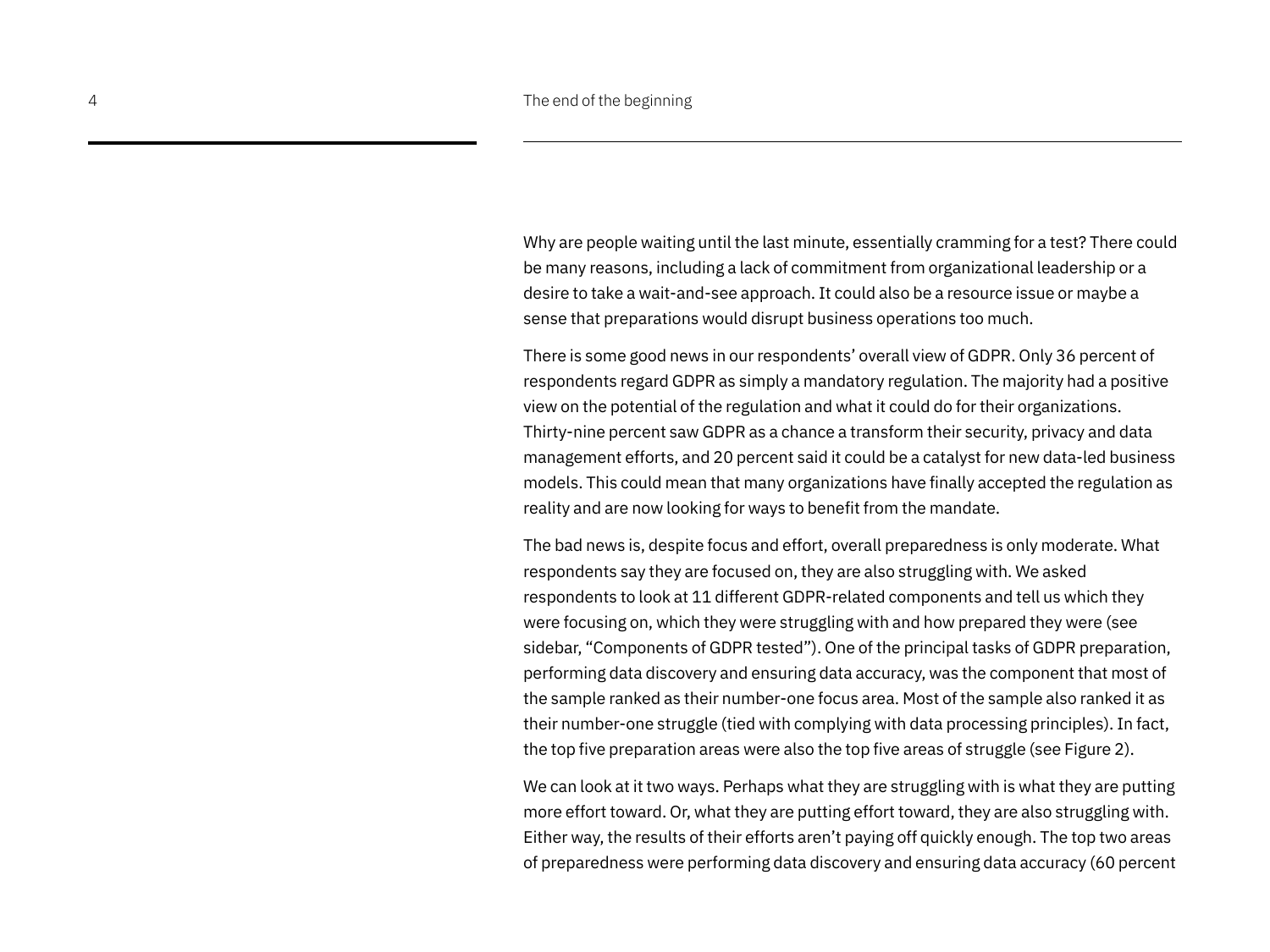Why are people waiting until the last minute, essentially cramming for a test? There could be many reasons, including a lack of commitment from organizational leadership or a desire to take a wait-and-see approach. It could also be a resource issue or maybe a sense that preparations would disrupt business operations too much.

There is some good news in our respondents' overall view of GDPR. Only 36 percent of respondents regard GDPR as simply a mandatory regulation. The majority had a positive view on the potential of the regulation and what it could do for their organizations. Thirty-nine percent saw GDPR as a chance a transform their security, privacy and data management efforts, and 20 percent said it could be a catalyst for new data-led business models. This could mean that many organizations have finally accepted the regulation as reality and are now looking for ways to benefit from the mandate.

The bad news is, despite focus and effort, overall preparedness is only moderate. What respondents say they are focused on, they are also struggling with. We asked respondents to look at 11 different GDPR-related components and tell us which they were focusing on, which they were struggling with and how prepared they were (see sidebar, "Components of GDPR tested"). One of the principal tasks of GDPR preparation, performing data discovery and ensuring data accuracy, was the component that most of the sample ranked as their number-one focus area. Most of the sample also ranked it as their number-one struggle (tied with complying with data processing principles). In fact, the top five preparation areas were also the top five areas of struggle (see Figure 2).

We can look at it two ways. Perhaps what they are struggling with is what they are putting more effort toward. Or, what they are putting effort toward, they are also struggling with. Either way, the results of their efforts aren't paying off quickly enough. The top two areas of preparedness were performing data discovery and ensuring data accuracy (60 percent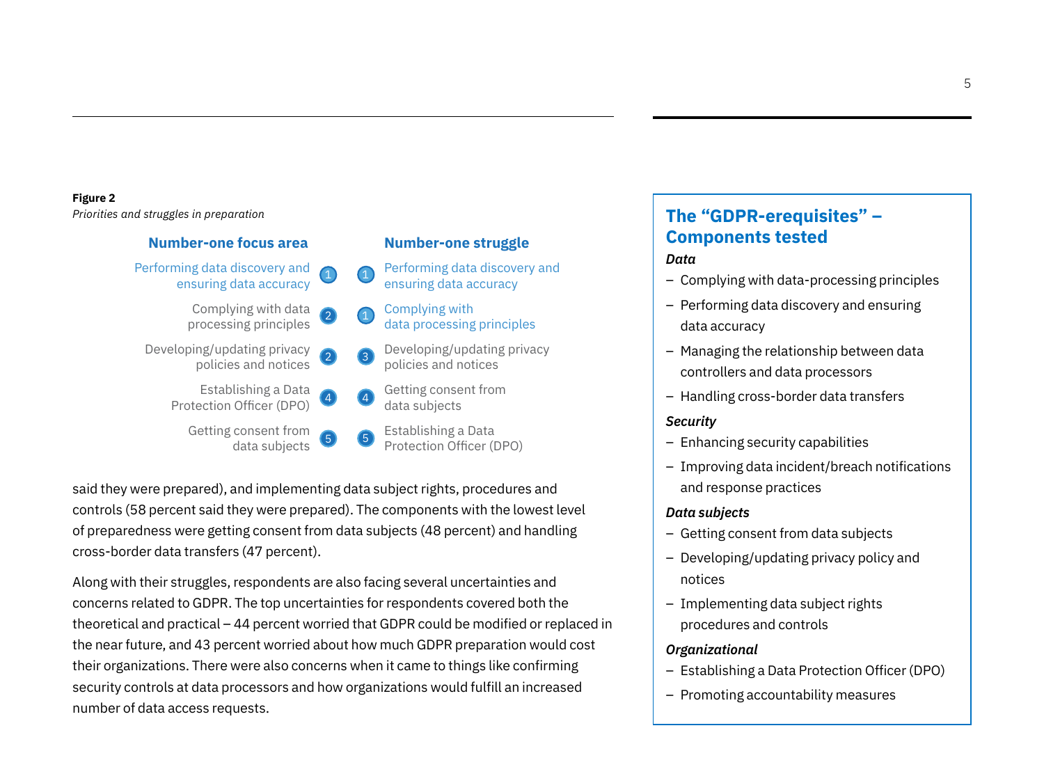**Figure 2**

*Priorities and struggles in preparation*

| Number-one focus area | Rank | Rank | Number-one struggle |
|---|---|---|---|
| Performing data discovery and ensuring data accuracy | 1 | 1 | Performing data discovery and ensuring data accuracy |
| Complying with data processing principles | 2 | 1 | Complying with data processing principles |
| Developing/updating privacy policies and notices | 2 | 3 | Developing/updating privacy policies and notices |
| Establishing a Data Protection Officer (DPO) | 4 | 4 | Getting consent from data subjects |
| Getting consent from data subjects | 5 | 5 | Establishing a Data Protection Officer (DPO) |

said they were prepared), and implementing data subject rights, procedures and controls (58 percent said they were prepared). The components with the lowest level of preparedness were getting consent from data subjects (48 percent) and handling cross-border data transfers (47 percent).

Along with their struggles, respondents are also facing several uncertainties and concerns related to GDPR. The top uncertainties for respondents covered both the theoretical and practical – 44 percent worried that GDPR could be modified or replaced in the near future, and 43 percent worried about how much GDPR preparation would cost their organizations. There were also concerns when it came to things like confirming security controls at data processors and how organizations would fulfill an increased number of data access requests.

## The "GDPR-erequisites" – Components tested

***Data***

- Complying with data-processing principles
- Performing data discovery and ensuring data accuracy
- Managing the relationship between data controllers and data processors
- Handling cross-border data transfers

***Security***

- Enhancing security capabilities
- Improving data incident/breach notifications and response practices

***Data subjects***

- Getting consent from data subjects
- Developing/updating privacy policy and notices
- Implementing data subject rights procedures and controls

***Organizational***

- Establishing a Data Protection Officer (DPO)
- Promoting accountability measures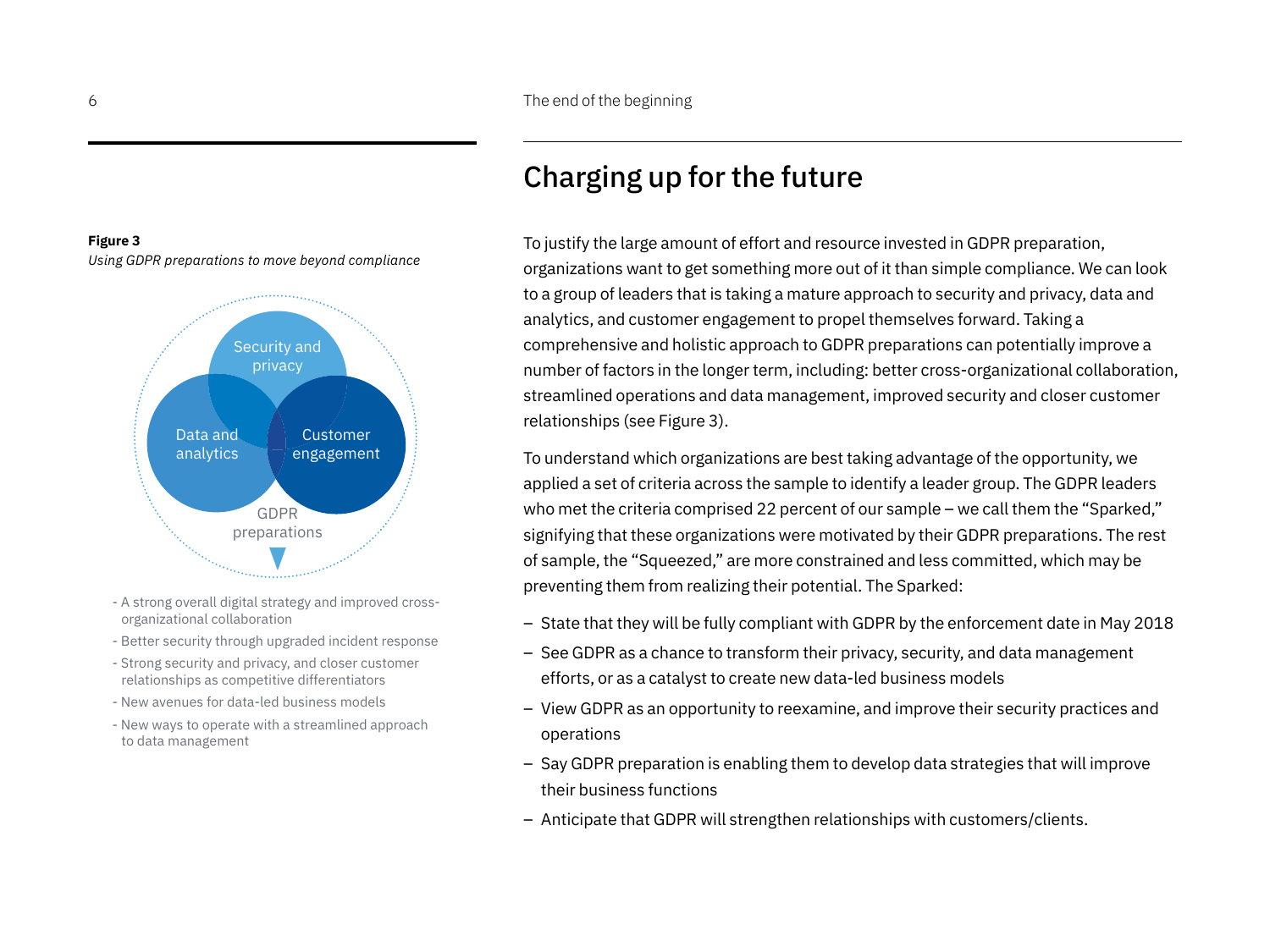**Figure 3**

*Using GDPR preparations to move beyond compliance*

Security and privacy

Data and analytics

Customer engagement

GDPR preparations

- A strong overall digital strategy and improved cross-organizational collaboration
- Better security through upgraded incident response
- Strong security and privacy, and closer customer relationships as competitive differentiators
- New avenues for data-led business models
- New ways to operate with a streamlined approach to data management

## Charging up for the future

To justify the large amount of effort and resource invested in GDPR preparation, organizations want to get something more out of it than simple compliance. We can look to a group of leaders that is taking a mature approach to security and privacy, data and analytics, and customer engagement to propel themselves forward. Taking a comprehensive and holistic approach to GDPR preparations can potentially improve a number of factors in the longer term, including: better cross-organizational collaboration, streamlined operations and data management, improved security and closer customer relationships (see Figure 3).

To understand which organizations are best taking advantage of the opportunity, we applied a set of criteria across the sample to identify a leader group. The GDPR leaders who met the criteria comprised 22 percent of our sample – we call them the "Sparked," signifying that these organizations were motivated by their GDPR preparations. The rest of sample, the "Squeezed," are more constrained and less committed, which may be preventing them from realizing their potential. The Sparked:

- State that they will be fully compliant with GDPR by the enforcement date in May 2018
- See GDPR as a chance to transform their privacy, security, and data management efforts, or as a catalyst to create new data-led business models
- View GDPR as an opportunity to reexamine, and improve their security practices and operations
- Say GDPR preparation is enabling them to develop data strategies that will improve their business functions
- Anticipate that GDPR will strengthen relationships with customers/clients.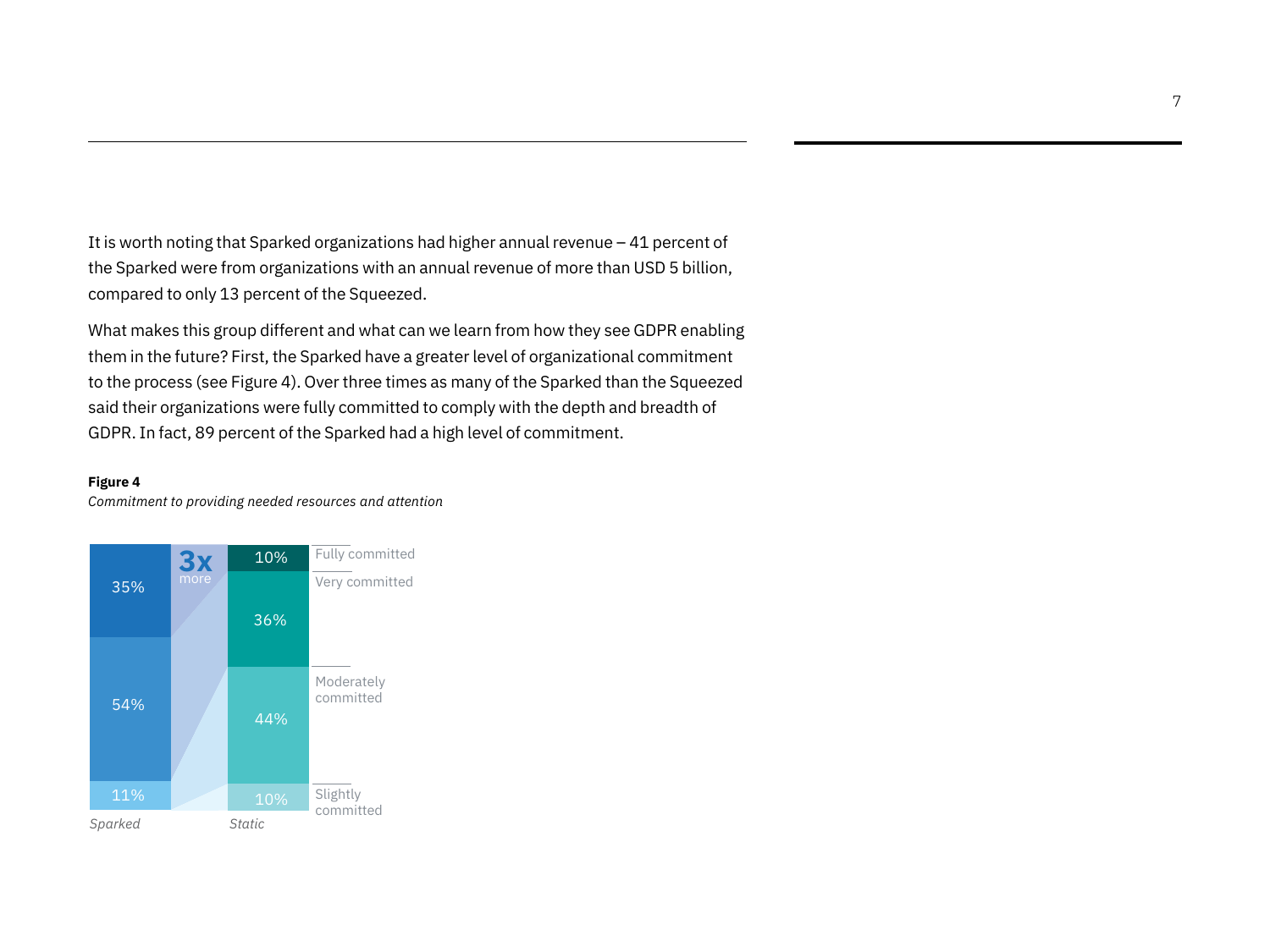It is worth noting that Sparked organizations had higher annual revenue – 41 percent of the Sparked were from organizations with an annual revenue of more than USD 5 billion, compared to only 13 percent of the Squeezed.

What makes this group different and what can we learn from how they see GDPR enabling them in the future? First, the Sparked have a greater level of organizational commitment to the process (see Figure 4). Over three times as many of the Sparked than the Squeezed said their organizations were fully committed to comply with the depth and breadth of GDPR. In fact, 89 percent of the Sparked had a high level of commitment.

**Figure 4**

*Commitment to providing needed resources and attention*

| | Sparked | Static |
|---|---|---|
| Fully committed | 35% | 10% |
| Very committed | | 36% |
| Moderately committed | 54% | 44% |
| Slightly committed | 11% | 10% |

3x more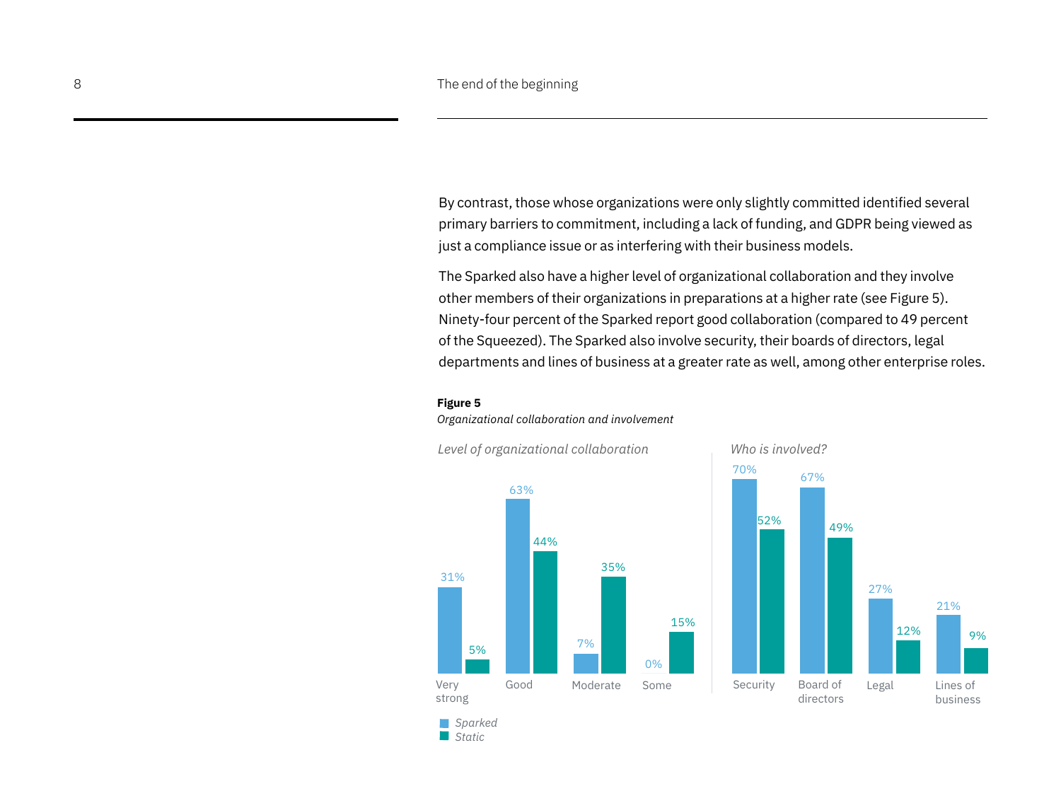By contrast, those whose organizations were only slightly committed identified several primary barriers to commitment, including a lack of funding, and GDPR being viewed as just a compliance issue or as interfering with their business models.

The Sparked also have a higher level of organizational collaboration and they involve other members of their organizations in preparations at a higher rate (see Figure 5). Ninety-four percent of the Sparked report good collaboration (compared to 49 percent of the Squeezed). The Sparked also involve security, their boards of directors, legal departments and lines of business at a greater rate as well, among other enterprise roles.

**Figure 5**

*Organizational collaboration and involvement*

*Level of organizational collaboration*

| | Very strong | Good | Moderate | Some |
|---|---|---|---|---|
| Sparked | 31% | 63% | 7% | 0% |
| Static | 5% | 44% | 35% | 15% |

*Who is involved?*

| | Security | Board of directors | Legal | Lines of business |
|---|---|---|---|---|
| Sparked | 70% | 67% | 27% | 21% |
| Static | 52% | 49% | 12% | 9% |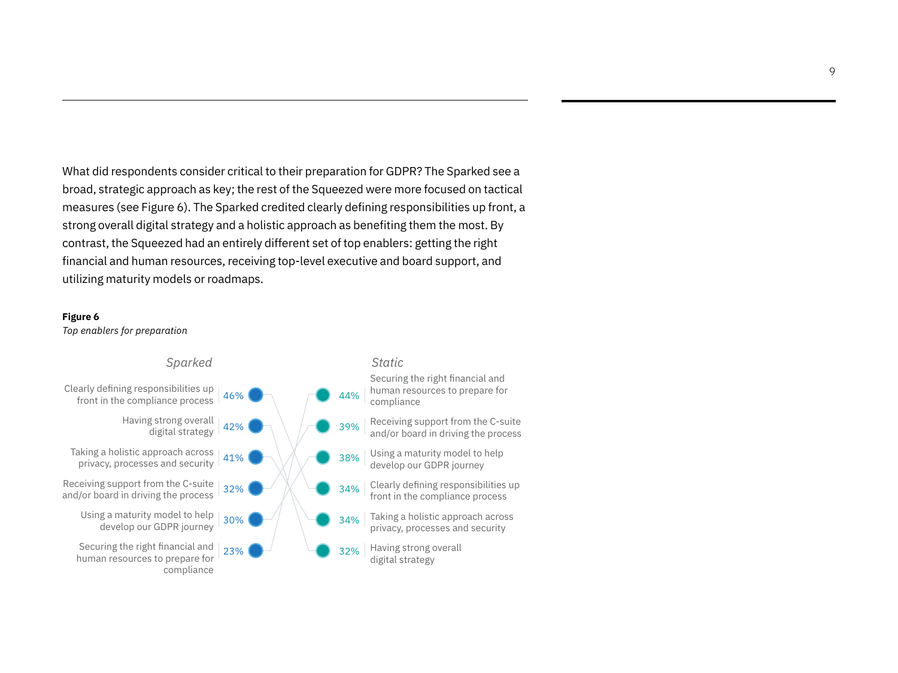What did respondents consider critical to their preparation for GDPR? The Sparked see a broad, strategic approach as key; the rest of the Squeezed were more focused on tactical measures (see Figure 6). The Sparked credited clearly defining responsibilities up front, a strong overall digital strategy and a holistic approach as benefiting them the most. By contrast, the Squeezed had an entirely different set of top enablers: getting the right financial and human resources, receiving top-level executive and board support, and utilizing maturity models or roadmaps.

**Figure 6**

*Top enablers for preparation*

| *Sparked* | | *Static* | |
|---|---|---|---|
| Clearly defining responsibilities up front in the compliance process | 46% | 44% | Securing the right financial and human resources to prepare for compliance |
| Having strong overall digital strategy | 42% | 39% | Receiving support from the C-suite and/or board in driving the process |
| Taking a holistic approach across privacy, processes and security | 41% | 38% | Using a maturity model to help develop our GDPR journey |
| Receiving support from the C-suite and/or board in driving the process | 32% | 34% | Clearly defining responsibilities up front in the compliance process |
| Using a maturity model to help develop our GDPR journey | 30% | 34% | Taking a holistic approach across privacy, processes and security |
| Securing the right financial and human resources to prepare for compliance | 23% | 32% | Having strong overall digital strategy |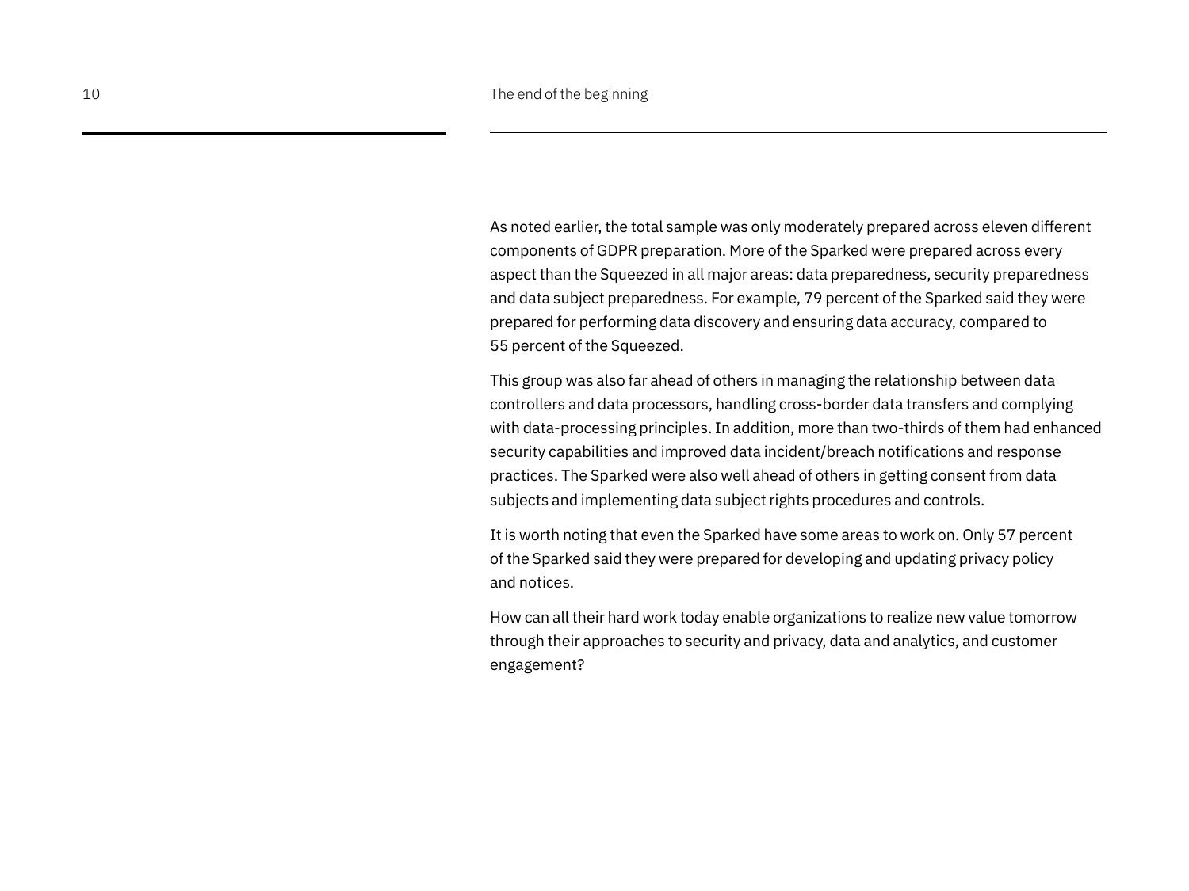As noted earlier, the total sample was only moderately prepared across eleven different components of GDPR preparation. More of the Sparked were prepared across every aspect than the Squeezed in all major areas: data preparedness, security preparedness and data subject preparedness. For example, 79 percent of the Sparked said they were prepared for performing data discovery and ensuring data accuracy, compared to 55 percent of the Squeezed.

This group was also far ahead of others in managing the relationship between data controllers and data processors, handling cross-border data transfers and complying with data-processing principles. In addition, more than two-thirds of them had enhanced security capabilities and improved data incident/breach notifications and response practices. The Sparked were also well ahead of others in getting consent from data subjects and implementing data subject rights procedures and controls.

It is worth noting that even the Sparked have some areas to work on. Only 57 percent of the Sparked said they were prepared for developing and updating privacy policy and notices.

How can all their hard work today enable organizations to realize new value tomorrow through their approaches to security and privacy, data and analytics, and customer engagement?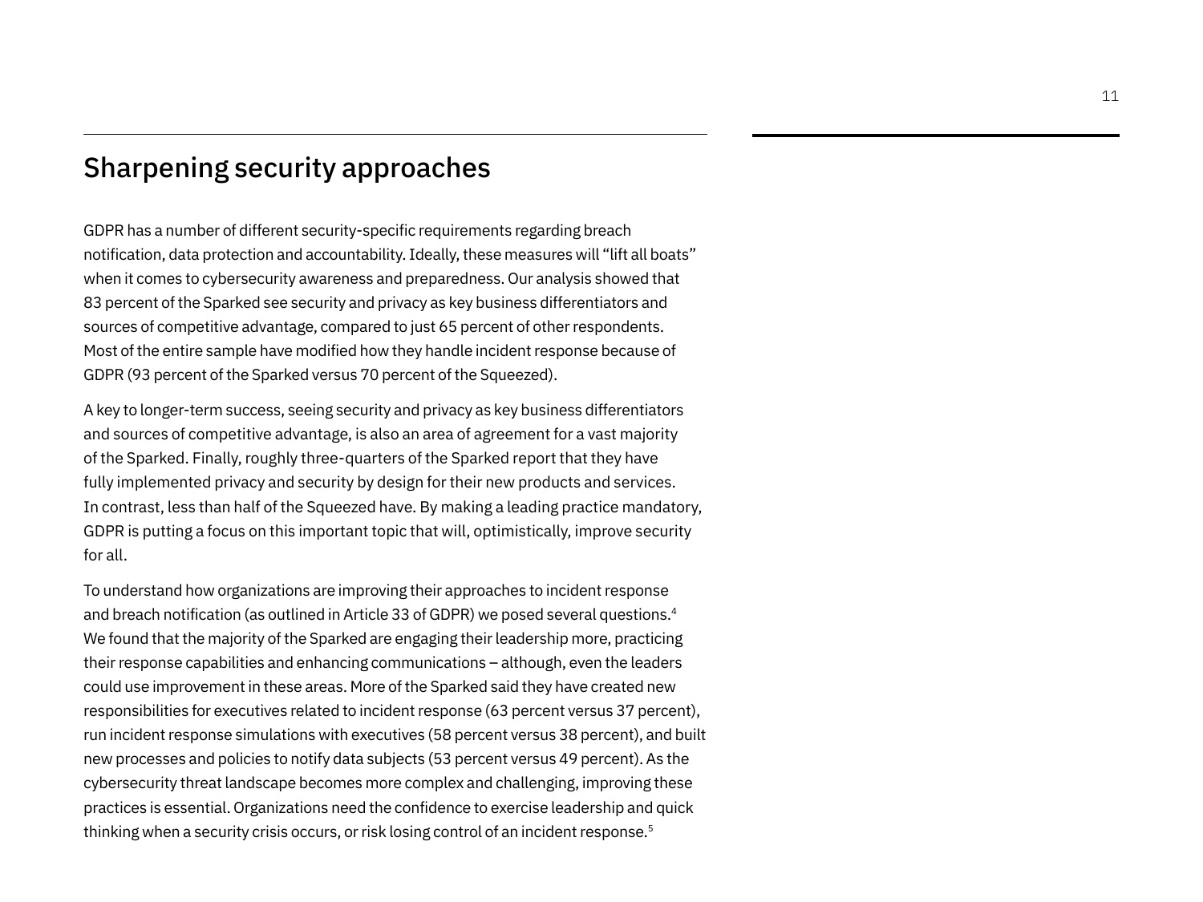## Sharpening security approaches

GDPR has a number of different security-specific requirements regarding breach notification, data protection and accountability. Ideally, these measures will "lift all boats" when it comes to cybersecurity awareness and preparedness. Our analysis showed that 83 percent of the Sparked see security and privacy as key business differentiators and sources of competitive advantage, compared to just 65 percent of other respondents. Most of the entire sample have modified how they handle incident response because of GDPR (93 percent of the Sparked versus 70 percent of the Squeezed).

A key to longer-term success, seeing security and privacy as key business differentiators and sources of competitive advantage, is also an area of agreement for a vast majority of the Sparked. Finally, roughly three-quarters of the Sparked report that they have fully implemented privacy and security by design for their new products and services. In contrast, less than half of the Squeezed have. By making a leading practice mandatory, GDPR is putting a focus on this important topic that will, optimistically, improve security for all.

To understand how organizations are improving their approaches to incident response and breach notification (as outlined in Article 33 of GDPR) we posed several questions.[4] We found that the majority of the Sparked are engaging their leadership more, practicing their response capabilities and enhancing communications – although, even the leaders could use improvement in these areas. More of the Sparked said they have created new responsibilities for executives related to incident response (63 percent versus 37 percent), run incident response simulations with executives (58 percent versus 38 percent), and built new processes and policies to notify data subjects (53 percent versus 49 percent). As the cybersecurity threat landscape becomes more complex and challenging, improving these practices is essential. Organizations need the confidence to exercise leadership and quick thinking when a security crisis occurs, or risk losing control of an incident response.[5]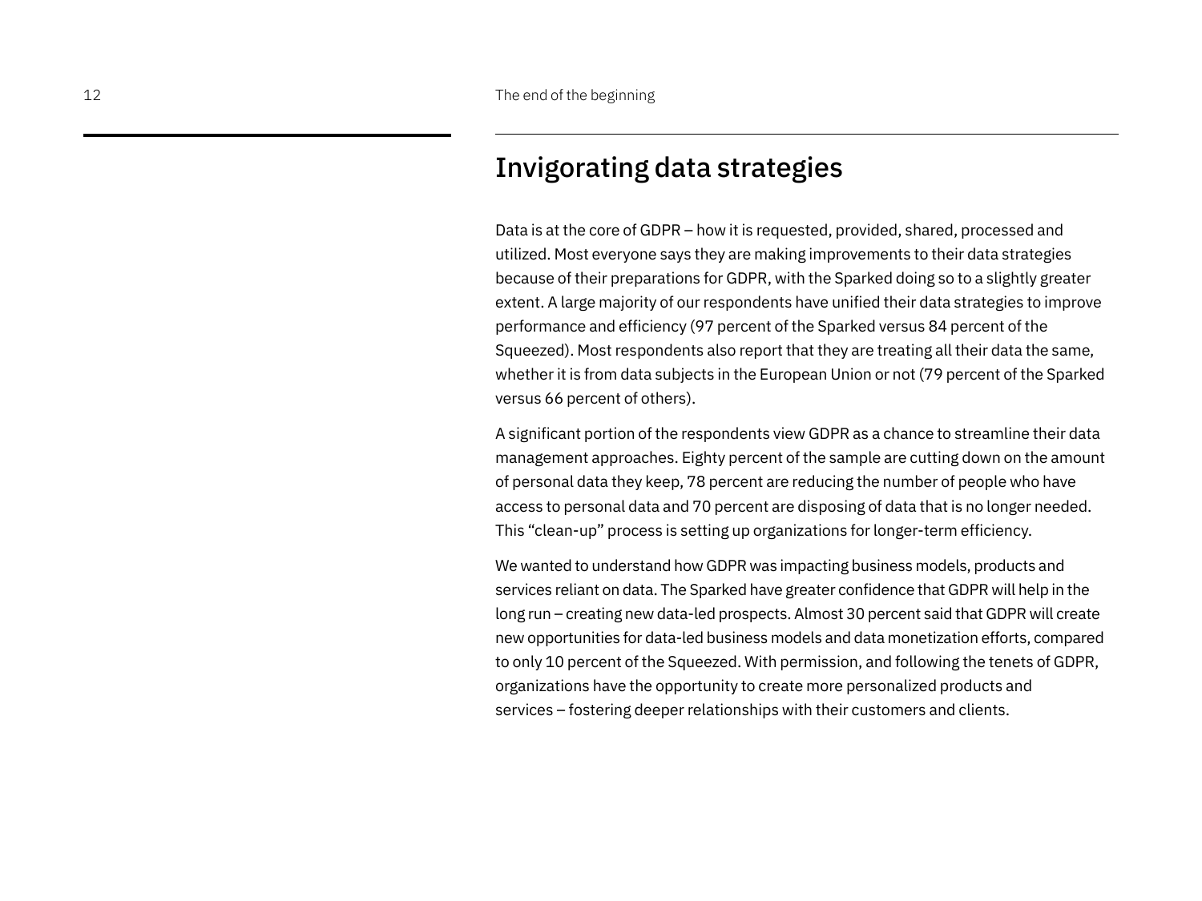## Invigorating data strategies

Data is at the core of GDPR – how it is requested, provided, shared, processed and utilized. Most everyone says they are making improvements to their data strategies because of their preparations for GDPR, with the Sparked doing so to a slightly greater extent. A large majority of our respondents have unified their data strategies to improve performance and efficiency (97 percent of the Sparked versus 84 percent of the Squeezed). Most respondents also report that they are treating all their data the same, whether it is from data subjects in the European Union or not (79 percent of the Sparked versus 66 percent of others).

A significant portion of the respondents view GDPR as a chance to streamline their data management approaches. Eighty percent of the sample are cutting down on the amount of personal data they keep, 78 percent are reducing the number of people who have access to personal data and 70 percent are disposing of data that is no longer needed. This “clean-up” process is setting up organizations for longer-term efficiency.

We wanted to understand how GDPR was impacting business models, products and services reliant on data. The Sparked have greater confidence that GDPR will help in the long run – creating new data-led prospects. Almost 30 percent said that GDPR will create new opportunities for data-led business models and data monetization efforts, compared to only 10 percent of the Squeezed. With permission, and following the tenets of GDPR, organizations have the opportunity to create more personalized products and services – fostering deeper relationships with their customers and clients.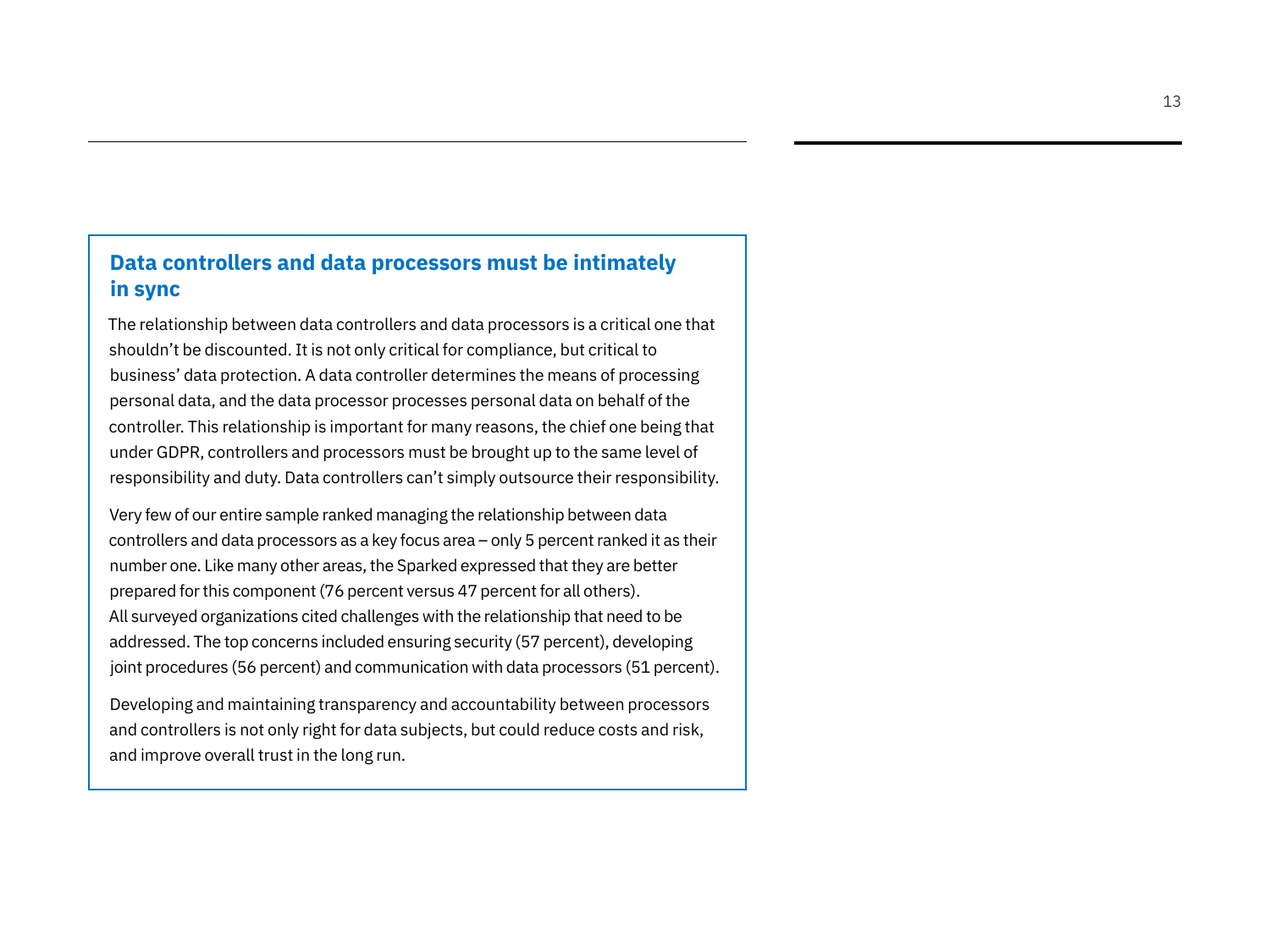## Data controllers and data processors must be intimately in sync

The relationship between data controllers and data processors is a critical one that shouldn't be discounted. It is not only critical for compliance, but critical to business' data protection. A data controller determines the means of processing personal data, and the data processor processes personal data on behalf of the controller. This relationship is important for many reasons, the chief one being that under GDPR, controllers and processors must be brought up to the same level of responsibility and duty. Data controllers can't simply outsource their responsibility.

Very few of our entire sample ranked managing the relationship between data controllers and data processors as a key focus area – only 5 percent ranked it as their number one. Like many other areas, the Sparked expressed that they are better prepared for this component (76 percent versus 47 percent for all others). All surveyed organizations cited challenges with the relationship that need to be addressed. The top concerns included ensuring security (57 percent), developing joint procedures (56 percent) and communication with data processors (51 percent).

Developing and maintaining transparency and accountability between processors and controllers is not only right for data subjects, but could reduce costs and risk, and improve overall trust in the long run.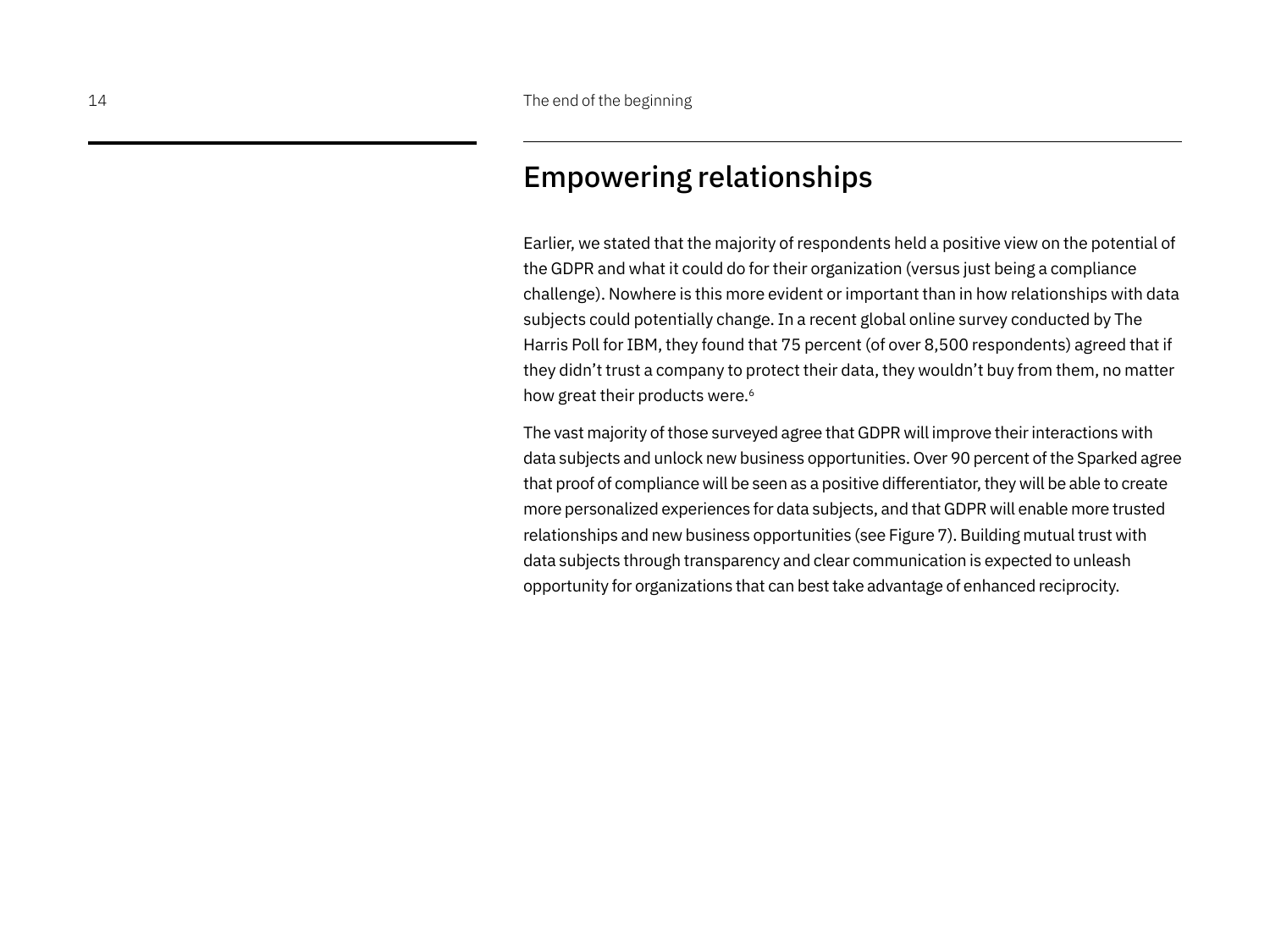## Empowering relationships

Earlier, we stated that the majority of respondents held a positive view on the potential of the GDPR and what it could do for their organization (versus just being a compliance challenge). Nowhere is this more evident or important than in how relationships with data subjects could potentially change. In a recent global online survey conducted by The Harris Poll for IBM, they found that 75 percent (of over 8,500 respondents) agreed that if they didn't trust a company to protect their data, they wouldn't buy from them, no matter how great their products were.[6]

The vast majority of those surveyed agree that GDPR will improve their interactions with data subjects and unlock new business opportunities. Over 90 percent of the Sparked agree that proof of compliance will be seen as a positive differentiator, they will be able to create more personalized experiences for data subjects, and that GDPR will enable more trusted relationships and new business opportunities (see Figure 7). Building mutual trust with data subjects through transparency and clear communication is expected to unleash opportunity for organizations that can best take advantage of enhanced reciprocity.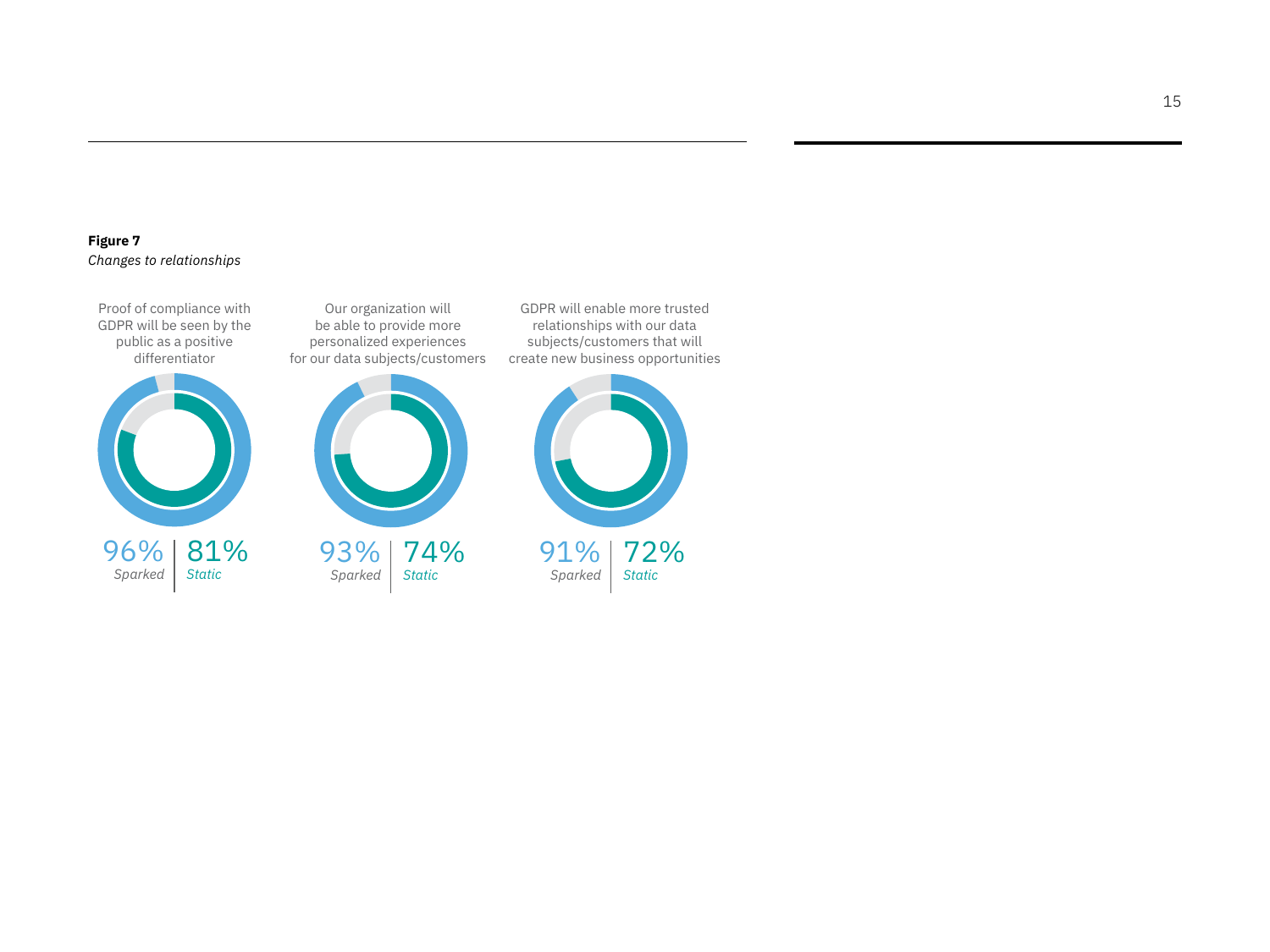**Figure 7**
*Changes to relationships*

| | Sparked | Static |
|---|---|---|
| Proof of compliance with GDPR will be seen by the public as a positive differentiator | 96% | 81% |
| Our organization will be able to provide more personalized experiences for our data subjects/customers | 93% | 74% |
| GDPR will enable more trusted relationships with our data subjects/customers that will create new business opportunities | 91% | 72% |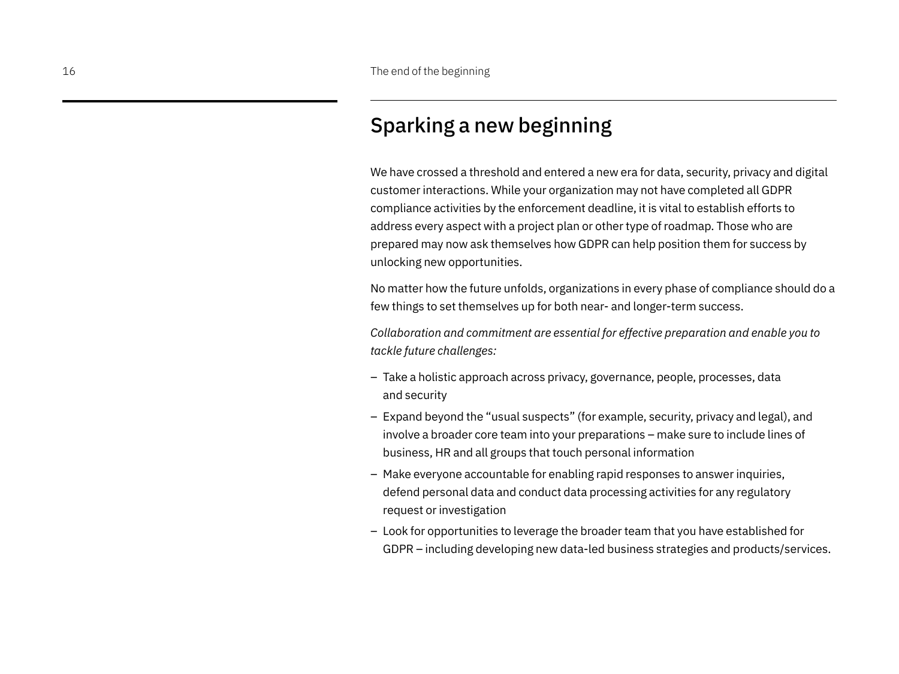## Sparking a new beginning

We have crossed a threshold and entered a new era for data, security, privacy and digital customer interactions. While your organization may not have completed all GDPR compliance activities by the enforcement deadline, it is vital to establish efforts to address every aspect with a project plan or other type of roadmap. Those who are prepared may now ask themselves how GDPR can help position them for success by unlocking new opportunities.

No matter how the future unfolds, organizations in every phase of compliance should do a few things to set themselves up for both near- and longer-term success.

*Collaboration and commitment are essential for effective preparation and enable you to tackle future challenges:*

- Take a holistic approach across privacy, governance, people, processes, data and security
- Expand beyond the "usual suspects" (for example, security, privacy and legal), and involve a broader core team into your preparations – make sure to include lines of business, HR and all groups that touch personal information
- Make everyone accountable for enabling rapid responses to answer inquiries, defend personal data and conduct data processing activities for any regulatory request or investigation
- Look for opportunities to leverage the broader team that you have established for GDPR – including developing new data-led business strategies and products/services.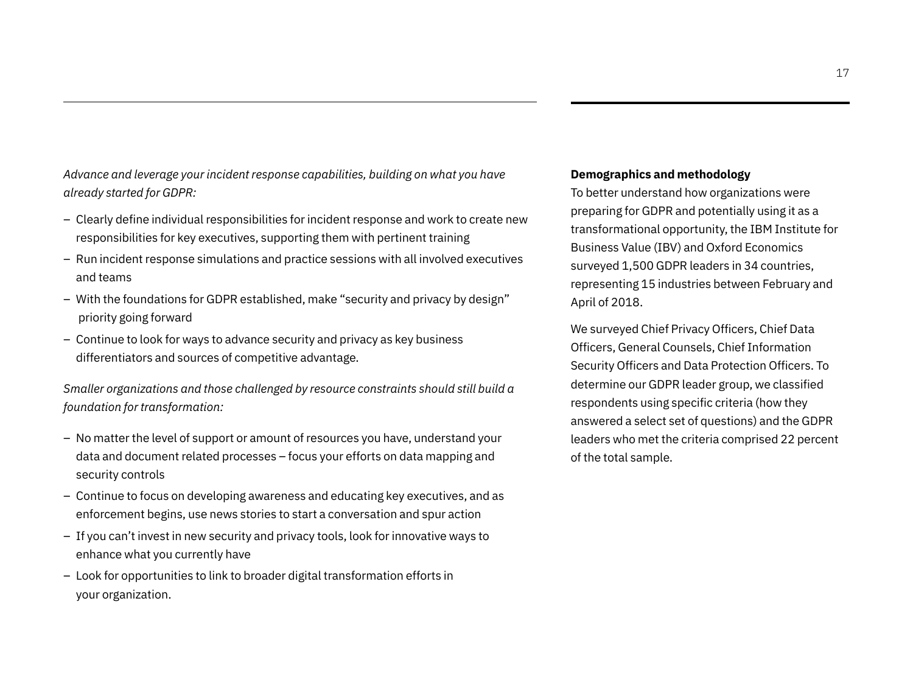*Advance and leverage your incident response capabilities, building on what you have already started for GDPR:*

- Clearly define individual responsibilities for incident response and work to create new responsibilities for key executives, supporting them with pertinent training
- Run incident response simulations and practice sessions with all involved executives and teams
- With the foundations for GDPR established, make "security and privacy by design" priority going forward
- Continue to look for ways to advance security and privacy as key business differentiators and sources of competitive advantage.

*Smaller organizations and those challenged by resource constraints should still build a foundation for transformation:*

- No matter the level of support or amount of resources you have, understand your data and document related processes – focus your efforts on data mapping and security controls
- Continue to focus on developing awareness and educating key executives, and as enforcement begins, use news stories to start a conversation and spur action
- If you can't invest in new security and privacy tools, look for innovative ways to enhance what you currently have
- Look for opportunities to link to broader digital transformation efforts in your organization.

**Demographics and methodology**

To better understand how organizations were preparing for GDPR and potentially using it as a transformational opportunity, the IBM Institute for Business Value (IBV) and Oxford Economics surveyed 1,500 GDPR leaders in 34 countries, representing 15 industries between February and April of 2018.

We surveyed Chief Privacy Officers, Chief Data Officers, General Counsels, Chief Information Security Officers and Data Protection Officers. To determine our GDPR leader group, we classified respondents using specific criteria (how they answered a select set of questions) and the GDPR leaders who met the criteria comprised 22 percent of the total sample.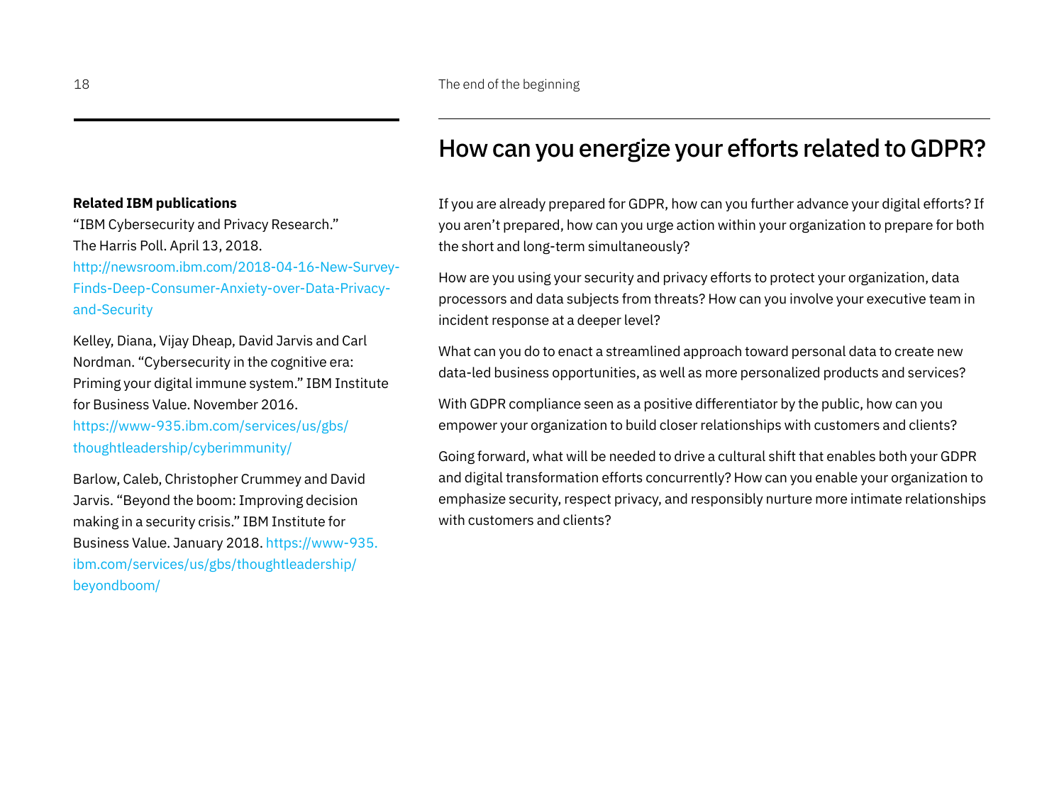## Related IBM publications

"IBM Cybersecurity and Privacy Research." The Harris Poll. April 13, 2018. http://newsroom.ibm.com/2018-04-16-New-Survey-Finds-Deep-Consumer-Anxiety-over-Data-Privacy-and-Security

Kelley, Diana, Vijay Dheap, David Jarvis and Carl Nordman. "Cybersecurity in the cognitive era: Priming your digital immune system." IBM Institute for Business Value. November 2016. https://www-935.ibm.com/services/us/gbs/thoughtleadership/cyberimmunity/

Barlow, Caleb, Christopher Crummey and David Jarvis. "Beyond the boom: Improving decision making in a security crisis." IBM Institute for Business Value. January 2018. https://www-935.ibm.com/services/us/gbs/thoughtleadership/beyondboom/

# How can you energize your efforts related to GDPR?

If you are already prepared for GDPR, how can you further advance your digital efforts? If you aren't prepared, how can you urge action within your organization to prepare for both the short and long-term simultaneously?

How are you using your security and privacy efforts to protect your organization, data processors and data subjects from threats? How can you involve your executive team in incident response at a deeper level?

What can you do to enact a streamlined approach toward personal data to create new data-led business opportunities, as well as more personalized products and services?

With GDPR compliance seen as a positive differentiator by the public, how can you empower your organization to build closer relationships with customers and clients?

Going forward, what will be needed to drive a cultural shift that enables both your GDPR and digital transformation efforts concurrently? How can you enable your organization to emphasize security, respect privacy, and responsibly nurture more intimate relationships with customers and clients?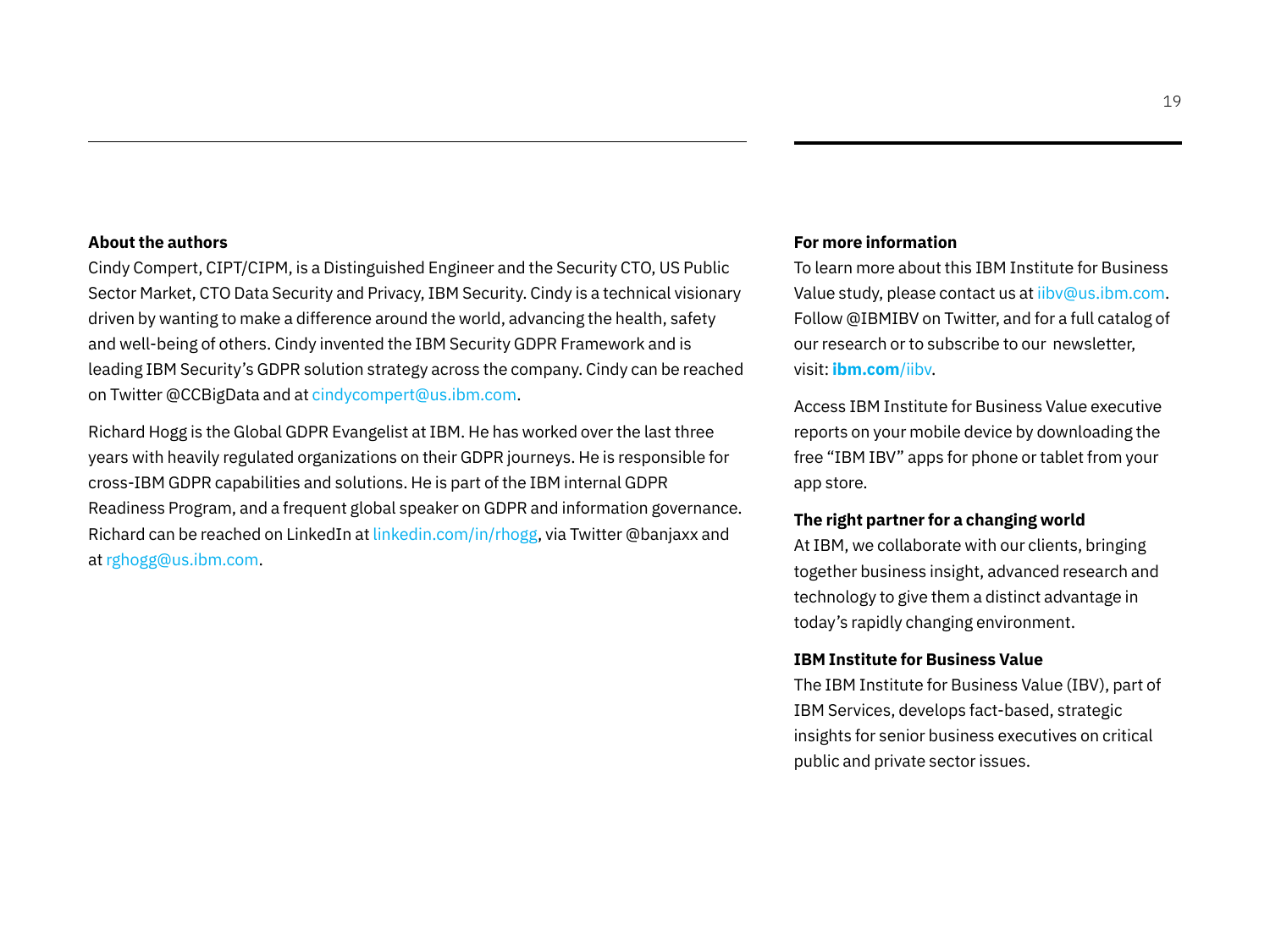**About the authors**

Cindy Compert, CIPT/CIPM, is a Distinguished Engineer and the Security CTO, US Public Sector Market, CTO Data Security and Privacy, IBM Security. Cindy is a technical visionary driven by wanting to make a difference around the world, advancing the health, safety and well-being of others. Cindy invented the IBM Security GDPR Framework and is leading IBM Security's GDPR solution strategy across the company. Cindy can be reached on Twitter @CCBigData and at cindycompert@us.ibm.com.

Richard Hogg is the Global GDPR Evangelist at IBM. He has worked over the last three years with heavily regulated organizations on their GDPR journeys. He is responsible for cross-IBM GDPR capabilities and solutions. He is part of the IBM internal GDPR Readiness Program, and a frequent global speaker on GDPR and information governance. Richard can be reached on LinkedIn at linkedin.com/in/rhogg, via Twitter @banjaxx and at rghogg@us.ibm.com.

**For more information**

To learn more about this IBM Institute for Business Value study, please contact us at iibv@us.ibm.com. Follow @IBMIBV on Twitter, and for a full catalog of our research or to subscribe to our newsletter, visit: **ibm.com**/iibv.

Access IBM Institute for Business Value executive reports on your mobile device by downloading the free "IBM IBV" apps for phone or tablet from your app store.

**The right partner for a changing world**

At IBM, we collaborate with our clients, bringing together business insight, advanced research and technology to give them a distinct advantage in today's rapidly changing environment.

**IBM Institute for Business Value**

The IBM Institute for Business Value (IBV), part of IBM Services, develops fact-based, strategic insights for senior business executives on critical public and private sector issues.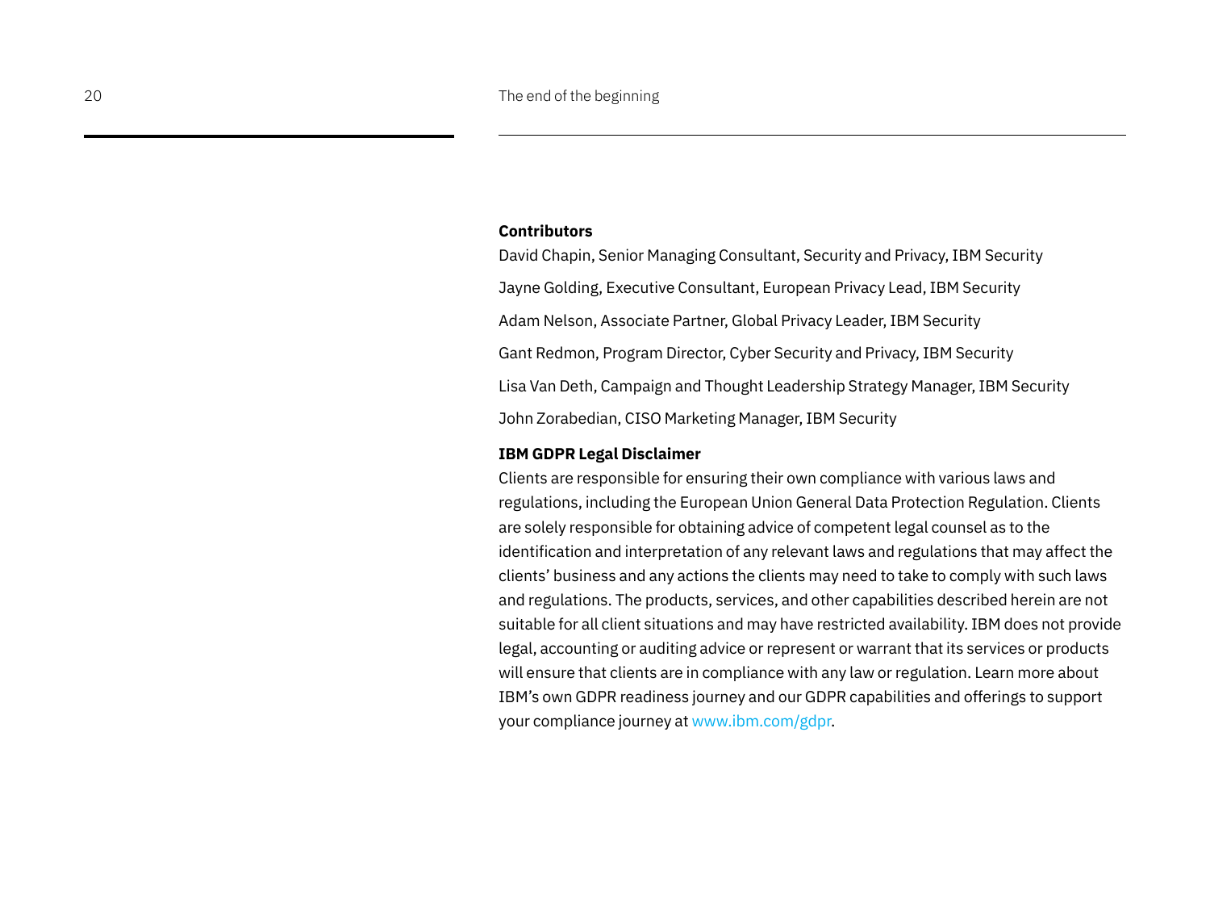**Contributors**

David Chapin, Senior Managing Consultant, Security and Privacy, IBM Security

Jayne Golding, Executive Consultant, European Privacy Lead, IBM Security

Adam Nelson, Associate Partner, Global Privacy Leader, IBM Security

Gant Redmon, Program Director, Cyber Security and Privacy, IBM Security

Lisa Van Deth, Campaign and Thought Leadership Strategy Manager, IBM Security

John Zorabedian, CISO Marketing Manager, IBM Security

**IBM GDPR Legal Disclaimer**

Clients are responsible for ensuring their own compliance with various laws and regulations, including the European Union General Data Protection Regulation. Clients are solely responsible for obtaining advice of competent legal counsel as to the identification and interpretation of any relevant laws and regulations that may affect the clients' business and any actions the clients may need to take to comply with such laws and regulations. The products, services, and other capabilities described herein are not suitable for all client situations and may have restricted availability. IBM does not provide legal, accounting or auditing advice or represent or warrant that its services or products will ensure that clients are in compliance with any law or regulation. Learn more about IBM's own GDPR readiness journey and our GDPR capabilities and offerings to support your compliance journey at www.ibm.com/gdpr.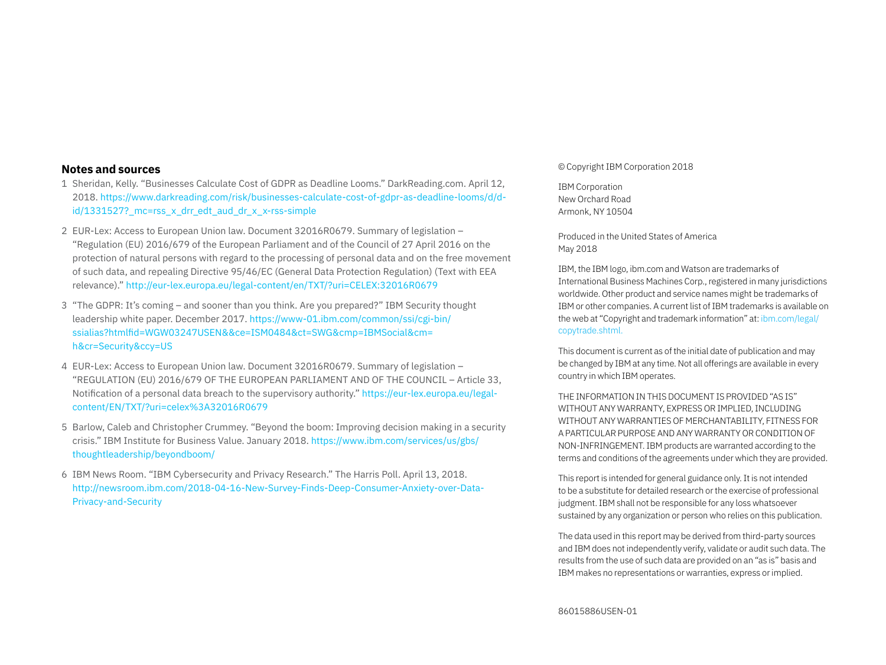## Notes and sources

1. Sheridan, Kelly. "Businesses Calculate Cost of GDPR as Deadline Looms." DarkReading.com. April 12, 2018. https://www.darkreading.com/risk/businesses-calculate-cost-of-gdpr-as-deadline-looms/d/d-id/1331527?_mc=rss_x_drr_edt_aud_dr_x_x-rss-simple
2. EUR-Lex: Access to European Union law. Document 32016R0679. Summary of legislation – "Regulation (EU) 2016/679 of the European Parliament and of the Council of 27 April 2016 on the protection of natural persons with regard to the processing of personal data and on the free movement of such data, and repealing Directive 95/46/EC (General Data Protection Regulation) (Text with EEA relevance)." http://eur-lex.europa.eu/legal-content/en/TXT/?uri=CELEX:32016R0679
3. "The GDPR: It's coming – and sooner than you think. Are you prepared?" IBM Security thought leadership white paper. December 2017. https://www-01.ibm.com/common/ssi/cgi-bin/ssialias?htmlfid=WGW03247USEN&&ce=ISM0484&ct=SWG&cmp=IBMSocial&cm=h&cr=Security&ccy=US
4. EUR-Lex: Access to European Union law. Document 32016R0679. Summary of legislation – "REGULATION (EU) 2016/679 OF THE EUROPEAN PARLIAMENT AND OF THE COUNCIL – Article 33, Notification of a personal data breach to the supervisory authority." https://eur-lex.europa.eu/legal-content/EN/TXT/?uri=celex%3A32016R0679
5. Barlow, Caleb and Christopher Crummey. "Beyond the boom: Improving decision making in a security crisis." IBM Institute for Business Value. January 2018. https://www.ibm.com/services/us/gbs/thoughtleadership/beyondboom/
6. IBM News Room. "IBM Cybersecurity and Privacy Research." The Harris Poll. April 13, 2018. http://newsroom.ibm.com/2018-04-16-New-Survey-Finds-Deep-Consumer-Anxiety-over-Data-Privacy-and-Security

© Copyright IBM Corporation 2018

IBM Corporation
New Orchard Road
Armonk, NY 10504

Produced in the United States of America
May 2018

IBM, the IBM logo, ibm.com and Watson are trademarks of International Business Machines Corp., registered in many jurisdictions worldwide. Other product and service names might be trademarks of IBM or other companies. A current list of IBM trademarks is available on the web at "Copyright and trademark information" at: ibm.com/legal/copytrade.shtml.

This document is current as of the initial date of publication and may be changed by IBM at any time. Not all offerings are available in every country in which IBM operates.

THE INFORMATION IN THIS DOCUMENT IS PROVIDED "AS IS" WITHOUT ANY WARRANTY, EXPRESS OR IMPLIED, INCLUDING WITHOUT ANY WARRANTIES OF MERCHANTABILITY, FITNESS FOR A PARTICULAR PURPOSE AND ANY WARRANTY OR CONDITION OF NON-INFRINGEMENT. IBM products are warranted according to the terms and conditions of the agreements under which they are provided.

This report is intended for general guidance only. It is not intended to be a substitute for detailed research or the exercise of professional judgment. IBM shall not be responsible for any loss whatsoever sustained by any organization or person who relies on this publication.

The data used in this report may be derived from third-party sources and IBM does not independently verify, validate or audit such data. The results from the use of such data are provided on an "as is" basis and IBM makes no representations or warranties, express or implied.

86015886USEN-01